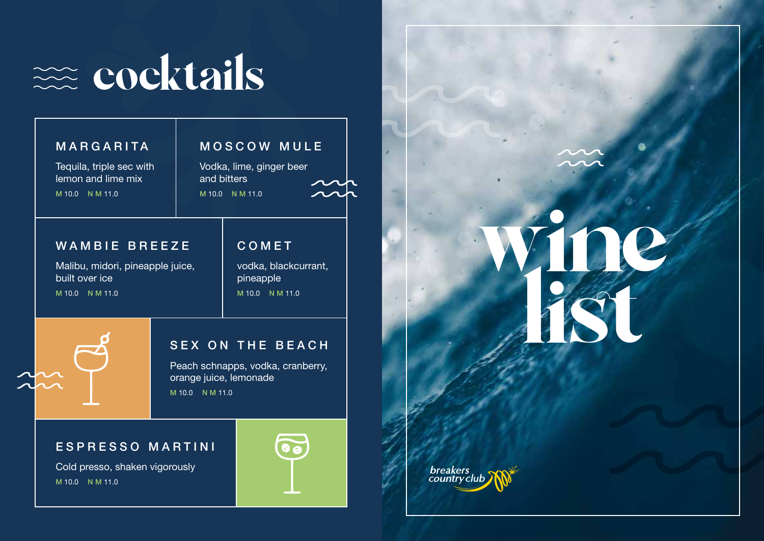# cocktails

## MARGARITA

Tequila, triple sec with lemon and lime mix

M 10.0 N M 11.0

## MOSCOW MULE

Vodka, lime, ginger beer and bitters

M 10.0 N M 11.0

## WAMBIE BREEZE

Malibu, midori, pineapple juice, built over ice

M 10.0 N M 11.0

## COMET

vodka, blackcurrant, pineapple

M 10.0 N M 11.0

## SEX ON THE BEACH

Peach schnapps, vodka, cranberry, orange juice, lemonade

M 10.0 N M 11.0

## ESPRESSO MARTINI

Cold presso, shaken vigorously

M 10.0 N M 11.0

# wine list

breakers country club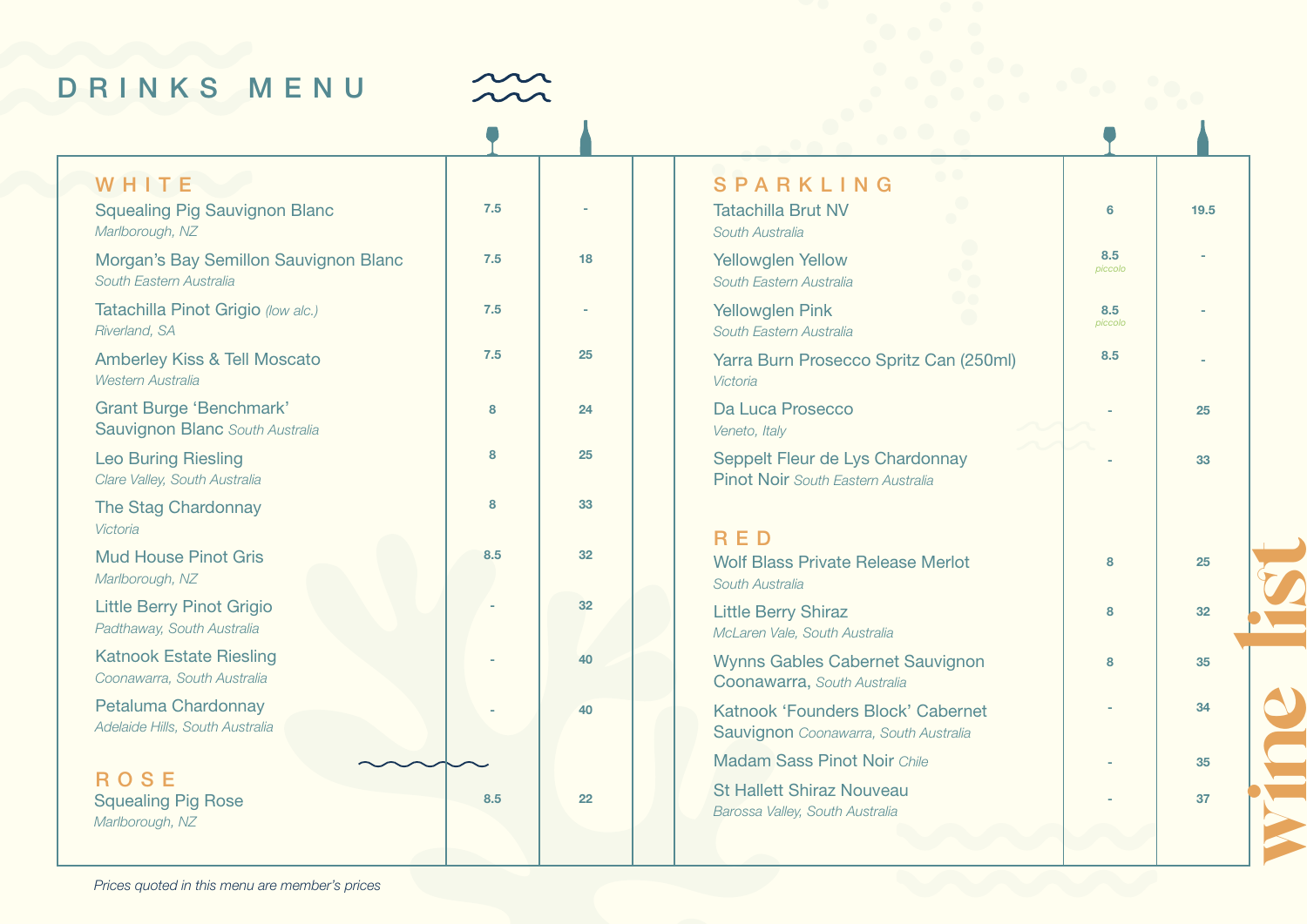# DRINKS MENU

## WHITE

| Wine | Glass | Bottle |
|---|---|---|
| Squealing Pig Sauvignon Blanc *Marlborough, NZ* | 7.5 | - |
| Morgan's Bay Semillon Sauvignon Blanc *South Eastern Australia* | 7.5 | 18 |
| Tatachilla Pinot Grigio *(low alc.)* *Riverland, SA* | 7.5 | - |
| Amberley Kiss & Tell Moscato *Western Australia* | 7.5 | 25 |
| Grant Burge 'Benchmark' Sauvignon Blanc *South Australia* | 8 | 24 |
| Leo Buring Riesling *Clare Valley, South Australia* | 8 | 25 |
| The Stag Chardonnay *Victoria* | 8 | 33 |
| Mud House Pinot Gris *Marlborough, NZ* | 8.5 | 32 |
| Little Berry Pinot Grigio *Padthaway, South Australia* | - | 32 |
| Katnook Estate Riesling *Coonawarra, South Australia* | - | 40 |
| Petaluma Chardonnay *Adelaide Hills, South Australia* | - | 40 |

## ROSE

| Wine | Glass | Bottle |
|---|---|---|
| Squealing Pig Rose *Marlborough, NZ* | 8.5 | 22 |

## SPARKLING

| Wine | Glass | Bottle |
|---|---|---|
| Tatachilla Brut NV *South Australia* | 6 | 19.5 |
| Yellowglen Yellow *South Eastern Australia* | 8.5 *piccolo* | - |
| Yellowglen Pink *South Eastern Australia* | 8.5 *piccolo* | - |
| Yarra Burn Prosecco Spritz Can (250ml) *Victoria* | 8.5 | - |
| Da Luca Prosecco *Veneto, Italy* | - | 25 |
| Seppelt Fleur de Lys Chardonnay Pinot Noir *South Eastern Australia* | - | 33 |

## RED

| Wine | Glass | Bottle |
|---|---|---|
| Wolf Blass Private Release Merlot *South Australia* | 8 | 25 |
| Little Berry Shiraz *McLaren Vale, South Australia* | 8 | 32 |
| Wynns Gables Cabernet Sauvignon Coonawarra, *South Australia* | 8 | 35 |
| Katnook 'Founders Block' Cabernet Sauvignon *Coonawarra, South Australia* | - | 34 |
| Madam Sass Pinot Noir *Chile* | - | 35 |
| St Hallett Shiraz Nouveau *Barossa Valley, South Australia* | - | 37 |

wine list

*Prices quoted in this menu are member's prices*